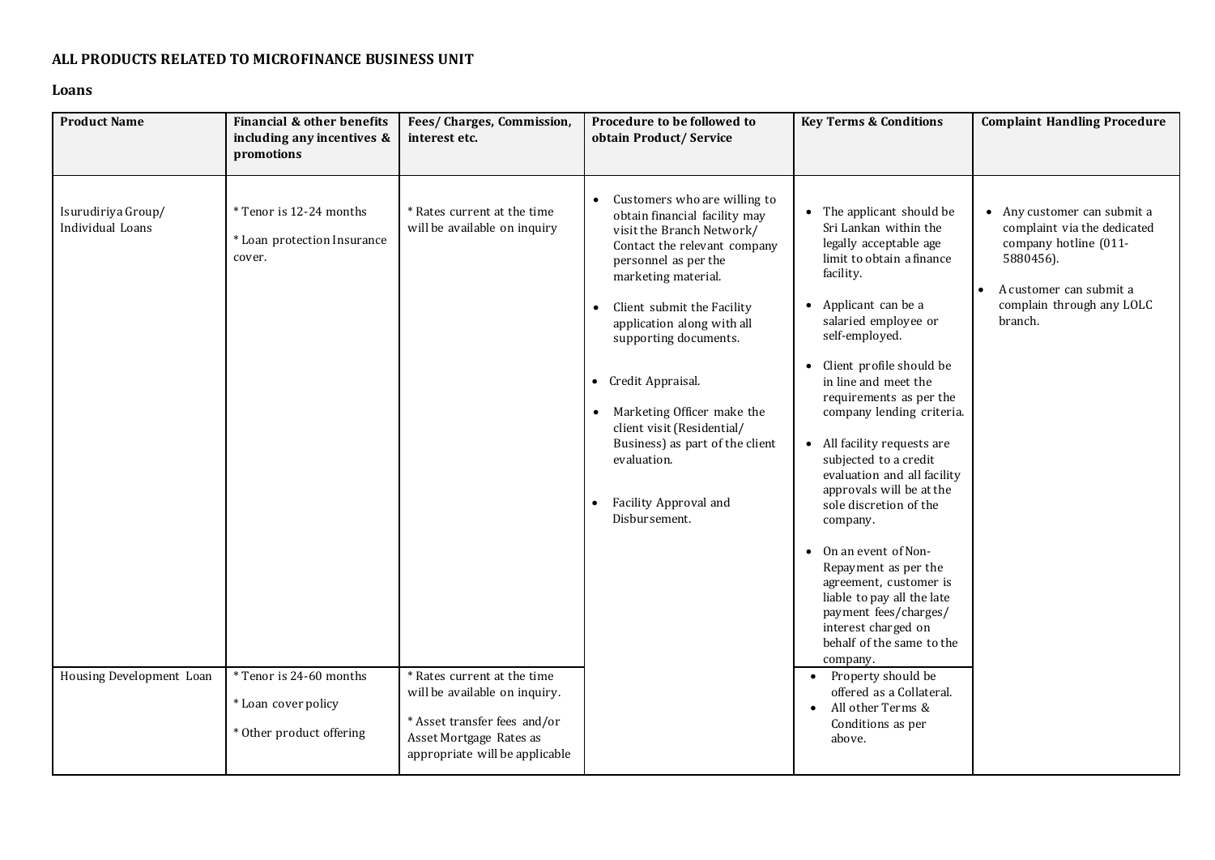## ALL PRODUCTS RELATED TO MICROFINANCE BUSINESS UNIT

### Loans

| Product Name | Financial & other benefits including any incentives & promotions | Fees/ Charges, Commission, interest etc. | Procedure to be followed to obtain Product/ Service | Key Terms & Conditions | Complaint Handling Procedure |
|---|---|---|---|---|---|
| Isurudiriya Group/ Individual Loans | * Tenor is 12-24 months<br><br>* Loan protection Insurance cover. | * Rates current at the time will be available on inquiry | • Customers who are willing to obtain financial facility may visit the Branch Network/ Contact the relevant company personnel as per the marketing material.<br><br>• Client submit the Facility application along with all supporting documents.<br><br>• Credit Appraisal.<br><br>• Marketing Officer make the client visit (Residential/ Business) as part of the client evaluation.<br><br>• Facility Approval and Disbursement. | • The applicant should be Sri Lankan within the legally acceptable age limit to obtain a finance facility.<br><br>• Applicant can be a salaried employee or self-employed.<br><br>• Client profile should be in line and meet the requirements as per the company lending criteria.<br><br>• All facility requests are subjected to a credit evaluation and all facility approvals will be at the sole discretion of the company.<br><br>• On an event of Non-Repayment as per the agreement, customer is liable to pay all the late payment fees/charges/ interest charged on behalf of the same to the company. | • Any customer can submit a complaint via the dedicated company hotline (011-5880456).<br><br>• A customer can submit a complain through any LOLC branch. |
| Housing Development Loan | * Tenor is 24-60 months<br><br>* Loan cover policy<br><br>* Other product offering | * Rates current at the time will be available on inquiry.<br><br>* Asset transfer fees and/or Asset Mortgage Rates as appropriate will be applicable | | • Property should be offered as a Collateral.<br>• All other Terms & Conditions as per above. | |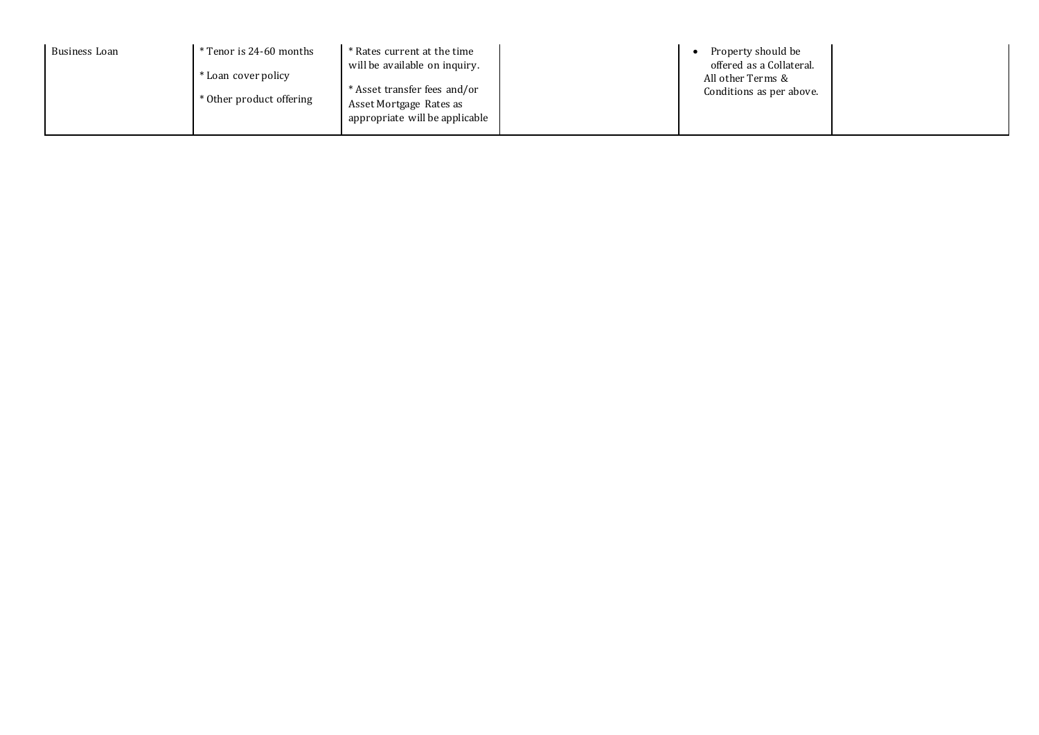| | | | | | |
|---|---|---|---|---|---|
| Business Loan | * Tenor is 24-60 months<br><br>* Loan cover policy<br><br>* Other product offering | * Rates current at the time will be available on inquiry.<br><br>* Asset transfer fees and/or Asset Mortgage Rates as appropriate will be applicable | | • Property should be offered as a Collateral.<br>All other Terms & Conditions as per above. | |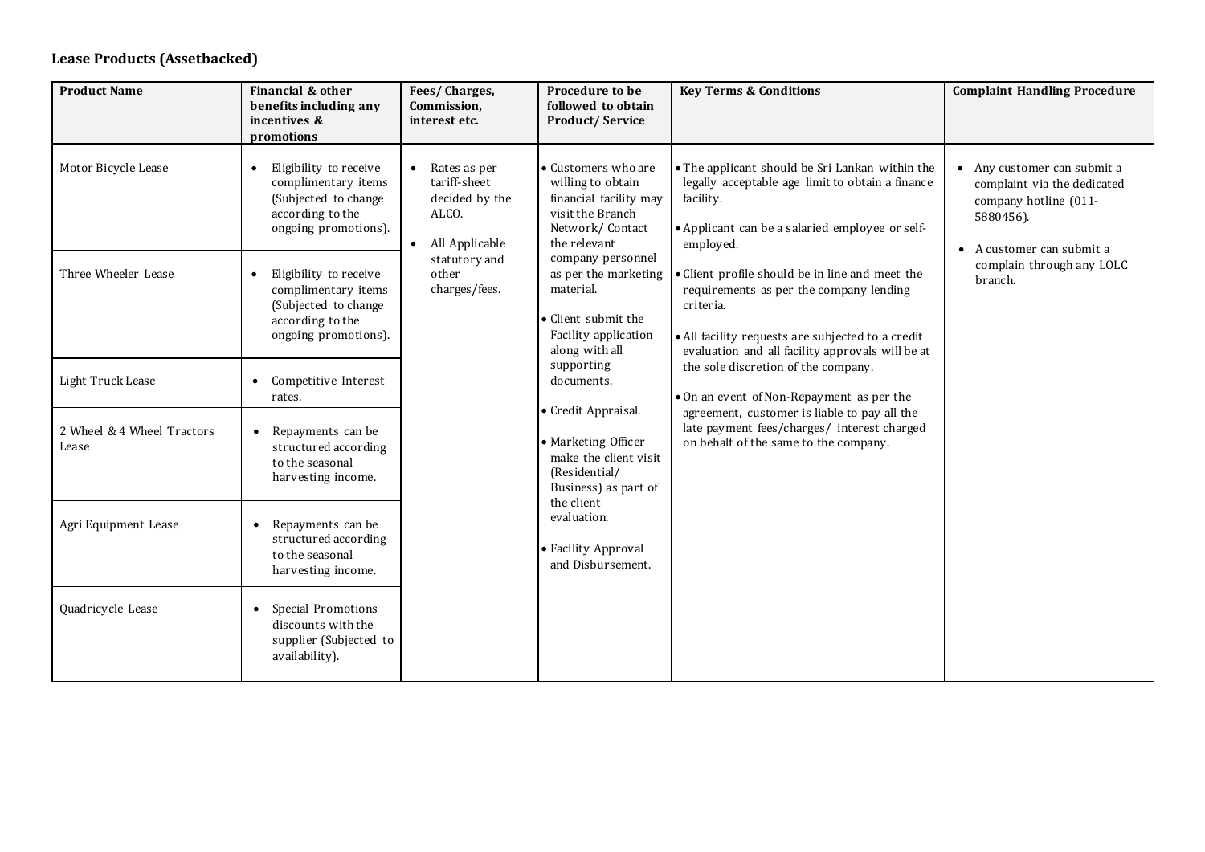## Lease Products (Assetbacked)

| Product Name | Financial & other benefits including any incentives & promotions | Fees/ Charges, Commission, interest etc. | Procedure to be followed to obtain Product/ Service | Key Terms & Conditions | Complaint Handling Procedure |
|---|---|---|---|---|---|
| Motor Bicycle Lease | • Eligibility to receive complimentary items (Subjected to change according to the ongoing promotions). | • Rates as per tariff-sheet decided by the ALCO.<br>• All Applicable statutory and other charges/fees. | • Customers who are willing to obtain financial facility may visit the Branch Network/ Contact the relevant company personnel as per the marketing material.<br>• Client submit the Facility application along with all supporting documents.<br>• Credit Appraisal.<br>• Marketing Officer make the client visit (Residential/ Business) as part of the client evaluation.<br>• Facility Approval and Disbursement. | • The applicant should be Sri Lankan within the legally acceptable age limit to obtain a finance facility.<br>• Applicant can be a salaried employee or self-employed.<br>• Client profile should be in line and meet the requirements as per the company lending criteria.<br>• All facility requests are subjected to a credit evaluation and all facility approvals will be at the sole discretion of the company.<br>• On an event of Non-Repayment as per the agreement, customer is liable to pay all the late payment fees/charges/ interest charged on behalf of the same to the company. | • Any customer can submit a complaint via the dedicated company hotline (011-5880456).<br>• A customer can submit a complain through any LOLC branch. |
| Three Wheeler Lease | • Eligibility to receive complimentary items (Subjected to change according to the ongoing promotions). | | | | |
| Light Truck Lease | • Competitive Interest rates. | | | | |
| 2 Wheel & 4 Wheel Tractors Lease | • Repayments can be structured according to the seasonal harvesting income. | | | | |
| Agri Equipment Lease | • Repayments can be structured according to the seasonal harvesting income. | | | | |
| Quadricycle Lease | • Special Promotions discounts with the supplier (Subjected to availability). | | | | |